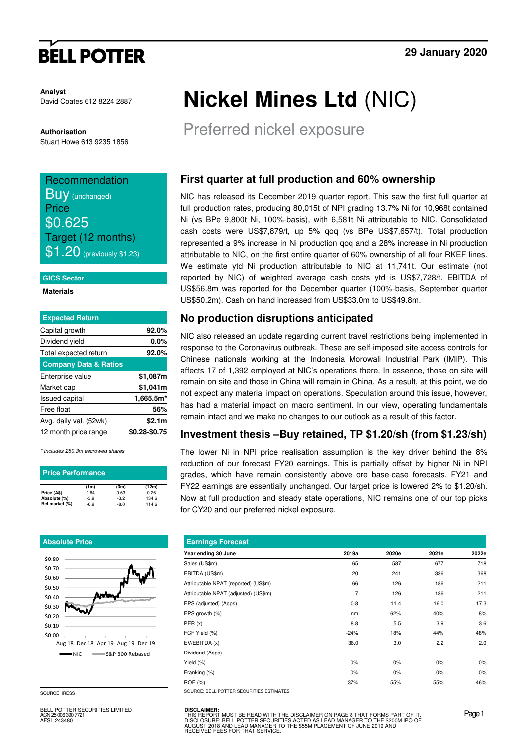BELL POTTER

29 January 2020

**Analyst**
David Coates 612 8224 2887

**Authorisation**
Stuart Howe 613 9235 1856

# Nickel Mines Ltd (NIC)

## Preferred nickel exposure

**Recommendation**
Buy (unchanged)
**Price**
$0.625
**Target (12 months)**
$1.20 (previously $1.23)

**GICS Sector**
Materials

| Expected Return | |
|---|---|
| Capital growth | 92.0% |
| Dividend yield | 0.0% |
| Total expected return | 92.0% |

| Company Data & Ratios | |
|---|---|
| Enterprise value | $1,087m |
| Market cap | $1,041m |
| Issued capital | 1,665.5m* |
| Free float | 56% |
| Avg. daily val. (52wk) | $2.1m |
| 12 month price range | $0.28-$0.75 |

*\* Includes 280.3m escrowed shares*

**Price Performance**

| | (1m) | (3m) | (12m) |
|---|---|---|---|
| Price (A$) | 0.64 | 0.63 | 0.26 |
| Absolute (%) | -3.9 | -3.2 | 134.6 |
| Rel market (%) | -6.9 | -8.0 | 114.6 |

**Absolute Price**

SOURCE: IRESS

### First quarter at full production and 60% ownership

NIC has released its December 2019 quarter report. This saw the first full quarter at full production rates, producing 80,015t of NPI grading 13.7% Ni for 10,968t contained Ni (vs BPe 9,800t Ni, 100%-basis), with 6,581t Ni attributable to NIC. Consolidated cash costs were US$7,879/t, up 5% qoq (vs BPe US$7,657/t). Total production represented a 9% increase in Ni production qoq and a 28% increase in Ni production attributable to NIC, on the first entire quarter of 60% ownership of all four RKEF lines. We estimate ytd Ni production attributable to NIC at 11,741t. Our estimate (not reported by NIC) of weighted average cash costs ytd is US$7,728/t. EBITDA of US$56.8m was reported for the December quarter (100%-basis, September quarter US$50.2m). Cash on hand increased from US$33.0m to US$49.8m.

### No production disruptions anticipated

NIC also released an update regarding current travel restrictions being implemented in response to the Coronavirus outbreak. These are self-imposed site access controls for Chinese nationals working at the Indonesia Morowali Industrial Park (IMIP). This affects 17 of 1,392 employed at NIC's operations there. In essence, those on site will remain on site and those in China will remain in China. As a result, at this point, we do not expect any material impact on operations. Speculation around this issue, however, has had a material impact on macro sentiment. In our view, operating fundamentals remain intact and we make no changes to our outlook as a result of this factor.

### Investment thesis –Buy retained, TP $1.20/sh (from $1.23/sh)

The lower Ni in NPI price realisation assumption is the key driver behind the 8% reduction of our forecast FY20 earnings. This is partially offset by higher Ni in NPI grades, which have remain consistently above ore base-case forecasts. FY21 and FY22 earnings are essentially unchanged. Our target price is lowered 2% to $1.20/sh. Now at full production and steady state operations, NIC remains one of our top picks for CY20 and our preferred nickel exposure.

**Earnings Forecast**

| Year ending 30 June | 2019a | 2020e | 2021e | 2022e |
|---|---|---|---|---|
| Sales (US$m) | 65 | 587 | 677 | 718 |
| EBITDA (US$m) | 20 | 241 | 336 | 368 |
| Attributable NPAT (reported) (US$m) | 66 | 126 | 186 | 211 |
| Attributable NPAT (adjusted) (US$m) | 7 | 126 | 186 | 211 |
| EPS (adjusted) (A¢ps) | 0.8 | 11.4 | 16.0 | 17.3 |
| EPS growth (%) | nm | 62% | 40% | 8% |
| PER (x) | 8.8 | 5.5 | 3.9 | 3.6 |
| FCF Yield (%) | -24% | 18% | 44% | 48% |
| EV/EBITDA (x) | 36.0 | 3.0 | 2.2 | 2.0 |
| Dividend (A¢ps) | - | - | - | - |
| Yield (%) | 0% | 0% | 0% | 0% |
| Franking (%) | 0% | 0% | 0% | 0% |
| ROE (%) | 37% | 55% | 55% | 46% |

SOURCE: BELL POTTER SECURITIES ESTIMATES

BELL POTTER SECURITIES LIMITED
ACN 25 006 390 7721
AFSL 243480

**DISCLAIMER:**
THIS REPORT MUST BE READ WITH THE DISCLAIMER ON PAGE 8 THAT FORMS PART OF IT.
DISCLOSURE: BELL POTTER SECURITIES ACTED AS LEAD MANAGER TO THE $200M IPO OF AUGUST 2018 AND LEAD MANAGER TO THE $55M PLACEMENT OF JUNE 2019 AND RECEIVED FEES FOR THAT SERVICE.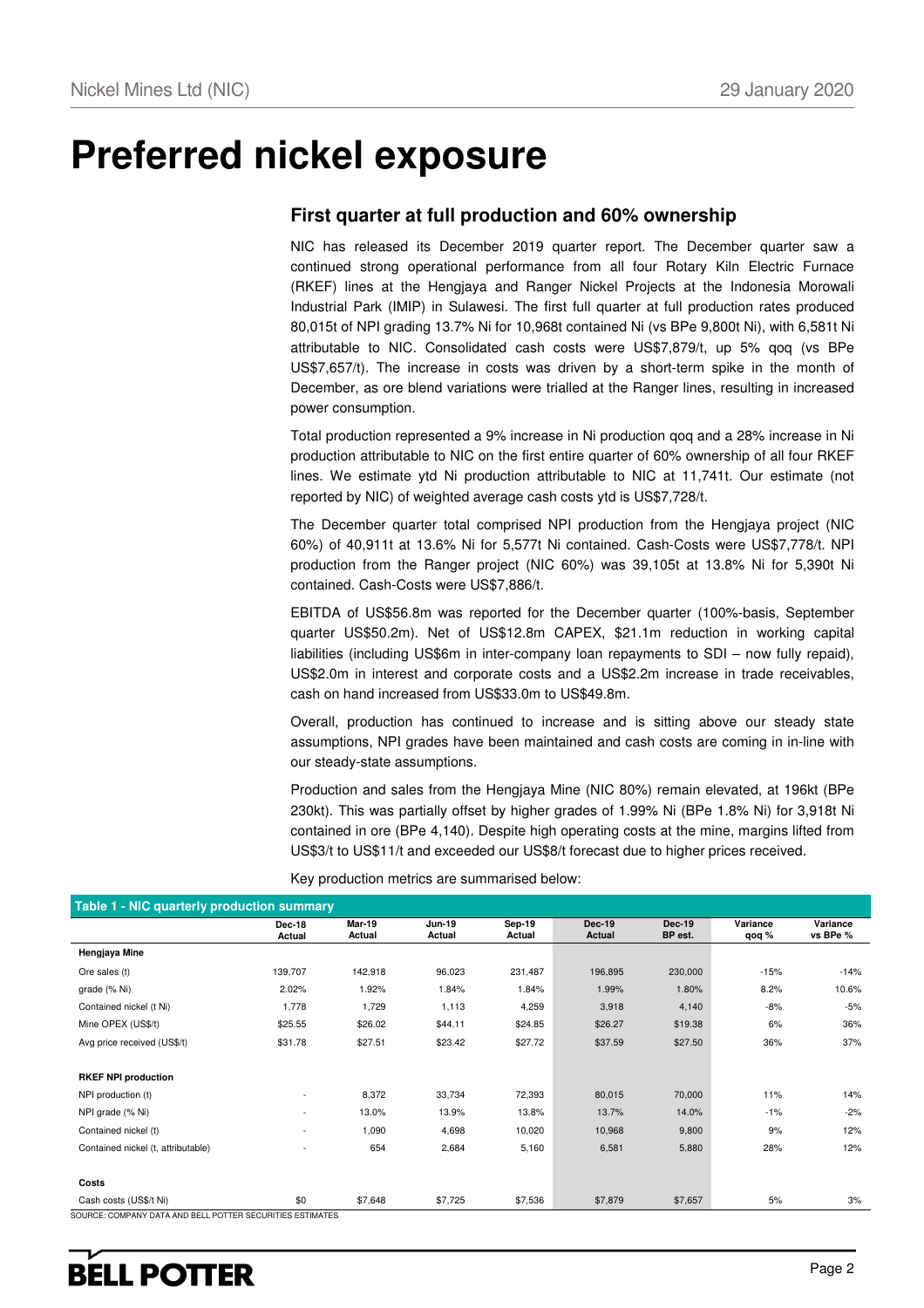# Preferred nickel exposure

## First quarter at full production and 60% ownership

NIC has released its December 2019 quarter report. The December quarter saw a continued strong operational performance from all four Rotary Kiln Electric Furnace (RKEF) lines at the Hengjaya and Ranger Nickel Projects at the Indonesia Morowali Industrial Park (IMIP) in Sulawesi. The first full quarter at full production rates produced 80,015t of NPI grading 13.7% Ni for 10,968t contained Ni (vs BPe 9,800t Ni), with 6,581t Ni attributable to NIC. Consolidated cash costs were US$7,879/t, up 5% qoq (vs BPe US$7,657/t). The increase in costs was driven by a short-term spike in the month of December, as ore blend variations were trialled at the Ranger lines, resulting in increased power consumption.

Total production represented a 9% increase in Ni production qoq and a 28% increase in Ni production attributable to NIC on the first entire quarter of 60% ownership of all four RKEF lines. We estimate ytd Ni production attributable to NIC at 11,741t. Our estimate (not reported by NIC) of weighted average cash costs ytd is US$7,728/t.

The December quarter total comprised NPI production from the Hengjaya project (NIC 60%) of 40,911t at 13.6% Ni for 5,577t Ni contained. Cash-Costs were US$7,778/t. NPI production from the Ranger project (NIC 60%) was 39,105t at 13.8% Ni for 5,390t Ni contained. Cash-Costs were US$7,886/t.

EBITDA of US$56.8m was reported for the December quarter (100%-basis, September quarter US$50.2m). Net of US$12.8m CAPEX, $21.1m reduction in working capital liabilities (including US$6m in inter-company loan repayments to SDI – now fully repaid), US$2.0m in interest and corporate costs and a US$2.2m increase in trade receivables, cash on hand increased from US$33.0m to US$49.8m.

Overall, production has continued to increase and is sitting above our steady state assumptions, NPI grades have been maintained and cash costs are coming in in-line with our steady-state assumptions.

Production and sales from the Hengjaya Mine (NIC 80%) remain elevated, at 196kt (BPe 230kt). This was partially offset by higher grades of 1.99% Ni (BPe 1.8% Ni) for 3,918t Ni contained in ore (BPe 4,140). Despite high operating costs at the mine, margins lifted from US$3/t to US$11/t and exceeded our US$8/t forecast due to higher prices received.

Key production metrics are summarised below:

**Table 1 - NIC quarterly production summary**

| | Dec-18 Actual | Mar-19 Actual | Jun-19 Actual | Sep-19 Actual | Dec-19 Actual | Dec-19 BP est. | Variance qoq % | Variance vs BPe % |
|---|---|---|---|---|---|---|---|---|
| **Hengjaya Mine** | | | | | | | | |
| Ore sales (t) | 139,707 | 142,918 | 96,023 | 231,487 | 196,895 | 230,000 | -15% | -14% |
| grade (% Ni) | 2.02% | 1.92% | 1.84% | 1.84% | 1.99% | 1.80% | 8.2% | 10.6% |
| Contained nickel (t Ni) | 1,778 | 1,729 | 1,113 | 4,259 | 3,918 | 4,140 | -8% | -5% |
| Mine OPEX (US$/t) | $25.55 | $26.02 | $44.11 | $24.85 | $26.27 | $19.38 | 6% | 36% |
| Avg price received (US$/t) | $31.78 | $27.51 | $23.42 | $27.72 | $37.59 | $27.50 | 36% | 37% |
| | | | | | | | | |
| **RKEF NPI production** | | | | | | | | |
| NPI production (t) | - | 8,372 | 33,734 | 72,393 | 80,015 | 70,000 | 11% | 14% |
| NPI grade (% Ni) | - | 13.0% | 13.9% | 13.8% | 13.7% | 14.0% | -1% | -2% |
| Contained nickel (t) | - | 1,090 | 4,698 | 10,020 | 10,968 | 9,800 | 9% | 12% |
| Contained nickel (t, attributable) | - | 654 | 2,684 | 5,160 | 6,581 | 5,880 | 28% | 12% |
| | | | | | | | | |
| **Costs** | | | | | | | | |
| Cash costs (US$/t Ni) | $0 | $7,648 | $7,725 | $7,536 | $7,879 | $7,657 | 5% | 3% |

SOURCE: COMPANY DATA AND BELL POTTER SECURITIES ESTIMATES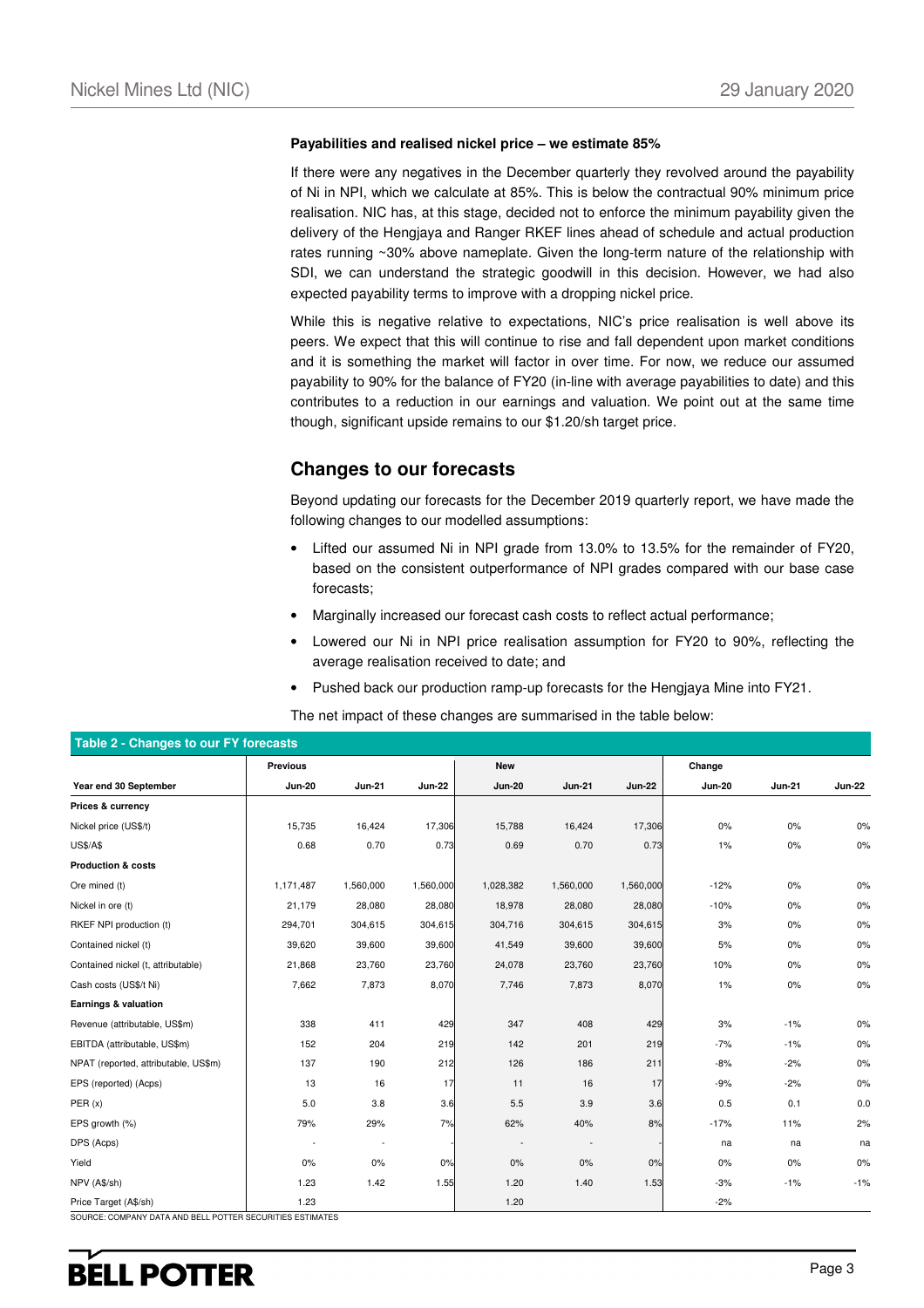**Payabilities and realised nickel price – we estimate 85%**

If there were any negatives in the December quarterly they revolved around the payability of Ni in NPI, which we calculate at 85%. This is below the contractual 90% minimum price realisation. NIC has, at this stage, decided not to enforce the minimum payability given the delivery of the Hengjaya and Ranger RKEF lines ahead of schedule and actual production rates running ~30% above nameplate. Given the long-term nature of the relationship with SDI, we can understand the strategic goodwill in this decision. However, we had also expected payability terms to improve with a dropping nickel price.

While this is negative relative to expectations, NIC's price realisation is well above its peers. We expect that this will continue to rise and fall dependent upon market conditions and it is something the market will factor in over time. For now, we reduce our assumed payability to 90% for the balance of FY20 (in-line with average payabilities to date) and this contributes to a reduction in our earnings and valuation. We point out at the same time though, significant upside remains to our $1.20/sh target price.

## Changes to our forecasts

Beyond updating our forecasts for the December 2019 quarterly report, we have made the following changes to our modelled assumptions:

- Lifted our assumed Ni in NPI grade from 13.0% to 13.5% for the remainder of FY20, based on the consistent outperformance of NPI grades compared with our base case forecasts;
- Marginally increased our forecast cash costs to reflect actual performance;
- Lowered our Ni in NPI price realisation assumption for FY20 to 90%, reflecting the average realisation received to date; and
- Pushed back our production ramp-up forecasts for the Hengjaya Mine into FY21.

The net impact of these changes are summarised in the table below:

**Table 2 - Changes to our FY forecasts**

| | Previous | | | New | | | Change | | |
|---|---|---|---|---|---|---|---|---|---|
| **Year end 30 September** | **Jun-20** | **Jun-21** | **Jun-22** | **Jun-20** | **Jun-21** | **Jun-22** | **Jun-20** | **Jun-21** | **Jun-22** |
| **Prices & currency** | | | | | | | | | |
| Nickel price (US$/t) | 15,735 | 16,424 | 17,306 | 15,788 | 16,424 | 17,306 | 0% | 0% | 0% |
| US$/A$ | 0.68 | 0.70 | 0.73 | 0.69 | 0.70 | 0.73 | 1% | 0% | 0% |
| **Production & costs** | | | | | | | | | |
| Ore mined (t) | 1,171,487 | 1,560,000 | 1,560,000 | 1,028,382 | 1,560,000 | 1,560,000 | -12% | 0% | 0% |
| Nickel in ore (t) | 21,179 | 28,080 | 28,080 | 18,978 | 28,080 | 28,080 | -10% | 0% | 0% |
| RKEF NPI production (t) | 294,701 | 304,615 | 304,615 | 304,716 | 304,615 | 304,615 | 3% | 0% | 0% |
| Contained nickel (t) | 39,620 | 39,600 | 39,600 | 41,549 | 39,600 | 39,600 | 5% | 0% | 0% |
| Contained nickel (t, attributable) | 21,868 | 23,760 | 23,760 | 24,078 | 23,760 | 23,760 | 10% | 0% | 0% |
| Cash costs (US$/t Ni) | 7,662 | 7,873 | 8,070 | 7,746 | 7,873 | 8,070 | 1% | 0% | 0% |
| **Earnings & valuation** | | | | | | | | | |
| Revenue (attributable, US$m) | 338 | 411 | 429 | 347 | 408 | 429 | 3% | -1% | 0% |
| EBITDA (attributable, US$m) | 152 | 204 | 219 | 142 | 201 | 219 | -7% | -1% | 0% |
| NPAT (reported, attributable, US$m) | 137 | 190 | 212 | 126 | 186 | 211 | -8% | -2% | 0% |
| EPS (reported) (Acps) | 13 | 16 | 17 | 11 | 16 | 17 | -9% | -2% | 0% |
| PER (x) | 5.0 | 3.8 | 3.6 | 5.5 | 3.9 | 3.6 | 0.5 | 0.1 | 0.0 |
| EPS growth (%) | 79% | 29% | 7% | 62% | 40% | 8% | -17% | 11% | 2% |
| DPS (Acps) | - | - | - | - | - | - | na | na | na |
| Yield | 0% | 0% | 0% | 0% | 0% | 0% | 0% | 0% | 0% |
| NPV (A$/sh) | 1.23 | 1.42 | 1.55 | 1.20 | 1.40 | 1.53 | -3% | -1% | -1% |
| Price Target (A$/sh) | 1.23 | | | 1.20 | | | -2% | | |

SOURCE: COMPANY DATA AND BELL POTTER SECURITIES ESTIMATES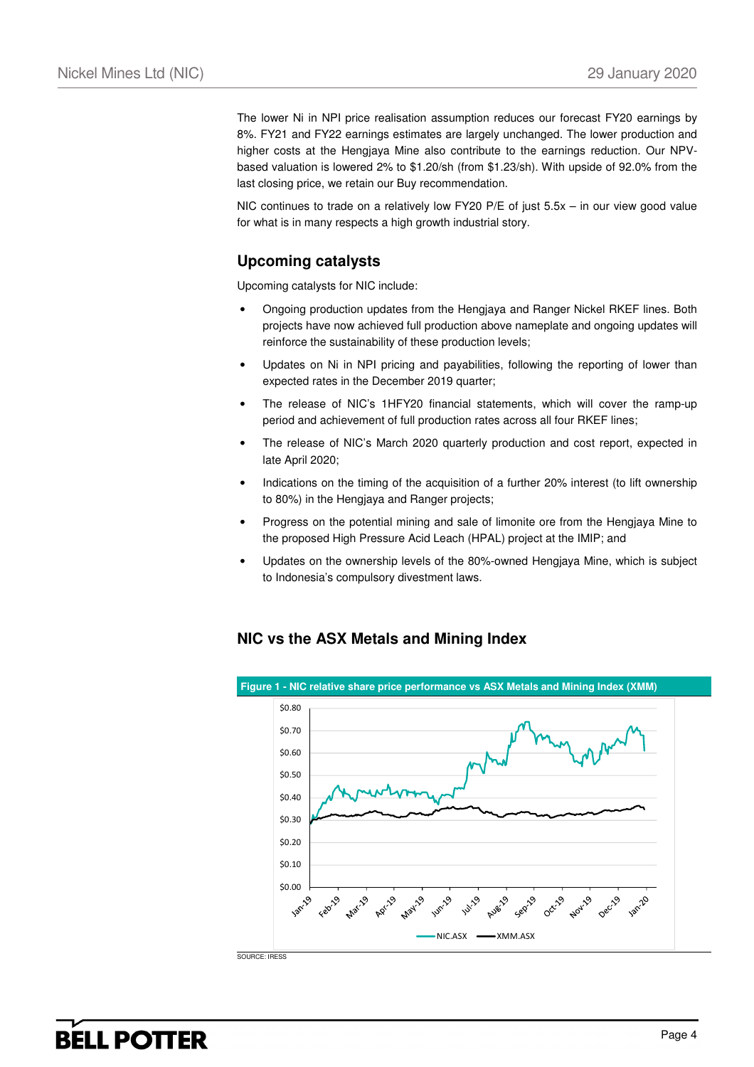The lower Ni in NPI price realisation assumption reduces our forecast FY20 earnings by 8%. FY21 and FY22 earnings estimates are largely unchanged. The lower production and higher costs at the Hengjaya Mine also contribute to the earnings reduction. Our NPV-based valuation is lowered 2% to $1.20/sh (from $1.23/sh). With upside of 92.0% from the last closing price, we retain our Buy recommendation.

NIC continues to trade on a relatively low FY20 P/E of just 5.5x – in our view good value for what is in many respects a high growth industrial story.

## Upcoming catalysts

Upcoming catalysts for NIC include:

- Ongoing production updates from the Hengjaya and Ranger Nickel RKEF lines. Both projects have now achieved full production above nameplate and ongoing updates will reinforce the sustainability of these production levels;
- Updates on Ni in NPI pricing and payabilities, following the reporting of lower than expected rates in the December 2019 quarter;
- The release of NIC's 1HFY20 financial statements, which will cover the ramp-up period and achievement of full production rates across all four RKEF lines;
- The release of NIC's March 2020 quarterly production and cost report, expected in late April 2020;
- Indications on the timing of the acquisition of a further 20% interest (to lift ownership to 80%) in the Hengjaya and Ranger projects;
- Progress on the potential mining and sale of limonite ore from the Hengjaya Mine to the proposed High Pressure Acid Leach (HPAL) project at the IMIP; and
- Updates on the ownership levels of the 80%-owned Hengjaya Mine, which is subject to Indonesia's compulsory divestment laws.

## NIC vs the ASX Metals and Mining Index

**Figure 1 - NIC relative share price performance vs ASX Metals and Mining Index (XMM)**

SOURCE: IRESS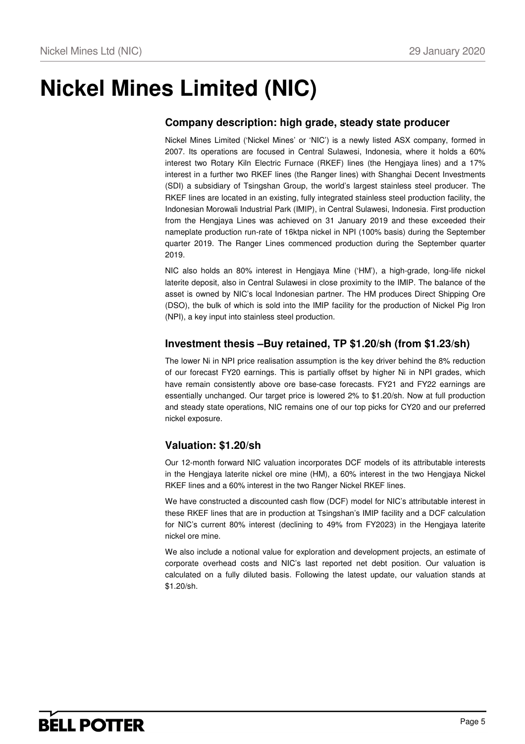# Nickel Mines Limited (NIC)

## Company description: high grade, steady state producer

Nickel Mines Limited ('Nickel Mines' or 'NIC') is a newly listed ASX company, formed in 2007. Its operations are focused in Central Sulawesi, Indonesia, where it holds a 60% interest two Rotary Kiln Electric Furnace (RKEF) lines (the Hengjaya lines) and a 17% interest in a further two RKEF lines (the Ranger lines) with Shanghai Decent Investments (SDI) a subsidiary of Tsingshan Group, the world's largest stainless steel producer. The RKEF lines are located in an existing, fully integrated stainless steel production facility, the Indonesian Morowali Industrial Park (IMIP), in Central Sulawesi, Indonesia. First production from the Hengjaya Lines was achieved on 31 January 2019 and these exceeded their nameplate production run-rate of 16ktpa nickel in NPI (100% basis) during the September quarter 2019. The Ranger Lines commenced production during the September quarter 2019.

NIC also holds an 80% interest in Hengjaya Mine ('HM'), a high-grade, long-life nickel laterite deposit, also in Central Sulawesi in close proximity to the IMIP. The balance of the asset is owned by NIC's local Indonesian partner. The HM produces Direct Shipping Ore (DSO), the bulk of which is sold into the IMIP facility for the production of Nickel Pig Iron (NPI), a key input into stainless steel production.

## Investment thesis –Buy retained, TP $1.20/sh (from $1.23/sh)

The lower Ni in NPI price realisation assumption is the key driver behind the 8% reduction of our forecast FY20 earnings. This is partially offset by higher Ni in NPI grades, which have remain consistently above ore base-case forecasts. FY21 and FY22 earnings are essentially unchanged. Our target price is lowered 2% to $1.20/sh. Now at full production and steady state operations, NIC remains one of our top picks for CY20 and our preferred nickel exposure.

## Valuation: $1.20/sh

Our 12-month forward NIC valuation incorporates DCF models of its attributable interests in the Hengjaya laterite nickel ore mine (HM), a 60% interest in the two Hengjaya Nickel RKEF lines and a 60% interest in the two Ranger Nickel RKEF lines.

We have constructed a discounted cash flow (DCF) model for NIC's attributable interest in these RKEF lines that are in production at Tsingshan's IMIP facility and a DCF calculation for NIC's current 80% interest (declining to 49% from FY2023) in the Hengjaya laterite nickel ore mine.

We also include a notional value for exploration and development projects, an estimate of corporate overhead costs and NIC's last reported net debt position. Our valuation is calculated on a fully diluted basis. Following the latest update, our valuation stands at $1.20/sh.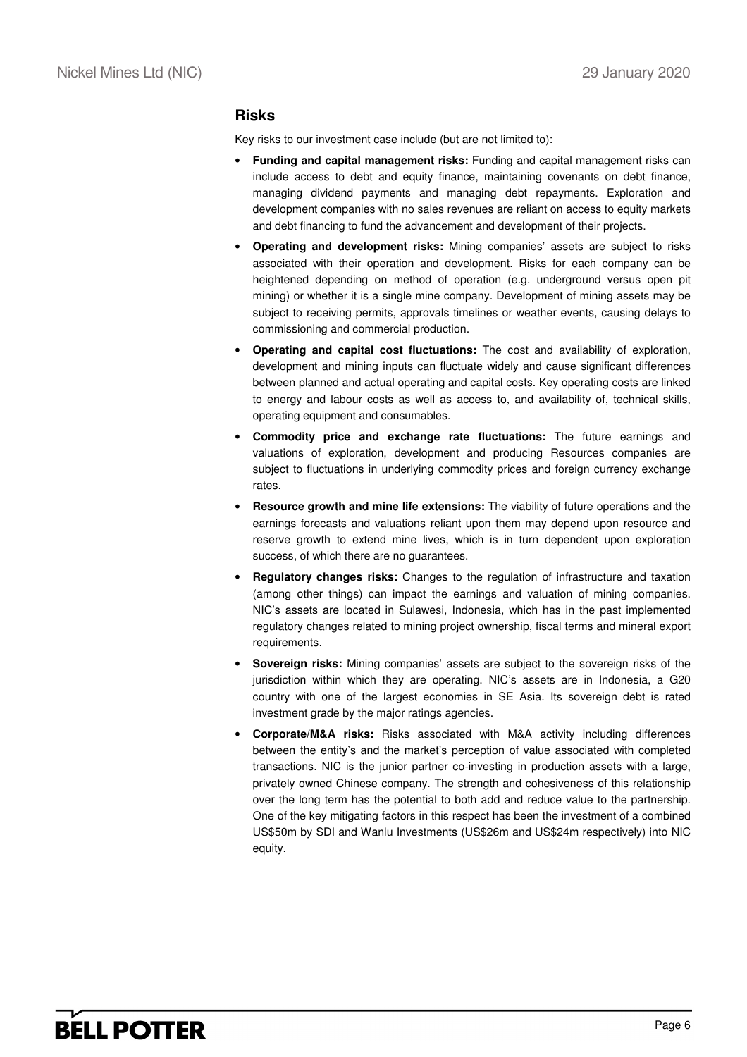## Risks

Key risks to our investment case include (but are not limited to):

- **Funding and capital management risks:** Funding and capital management risks can include access to debt and equity finance, maintaining covenants on debt finance, managing dividend payments and managing debt repayments. Exploration and development companies with no sales revenues are reliant on access to equity markets and debt financing to fund the advancement and development of their projects.
- **Operating and development risks:** Mining companies' assets are subject to risks associated with their operation and development. Risks for each company can be heightened depending on method of operation (e.g. underground versus open pit mining) or whether it is a single mine company. Development of mining assets may be subject to receiving permits, approvals timelines or weather events, causing delays to commissioning and commercial production.
- **Operating and capital cost fluctuations:** The cost and availability of exploration, development and mining inputs can fluctuate widely and cause significant differences between planned and actual operating and capital costs. Key operating costs are linked to energy and labour costs as well as access to, and availability of, technical skills, operating equipment and consumables.
- **Commodity price and exchange rate fluctuations:** The future earnings and valuations of exploration, development and producing Resources companies are subject to fluctuations in underlying commodity prices and foreign currency exchange rates.
- **Resource growth and mine life extensions:** The viability of future operations and the earnings forecasts and valuations reliant upon them may depend upon resource and reserve growth to extend mine lives, which is in turn dependent upon exploration success, of which there are no guarantees.
- **Regulatory changes risks:** Changes to the regulation of infrastructure and taxation (among other things) can impact the earnings and valuation of mining companies. NIC's assets are located in Sulawesi, Indonesia, which has in the past implemented regulatory changes related to mining project ownership, fiscal terms and mineral export requirements.
- **Sovereign risks:** Mining companies' assets are subject to the sovereign risks of the jurisdiction within which they are operating. NIC's assets are in Indonesia, a G20 country with one of the largest economies in SE Asia. Its sovereign debt is rated investment grade by the major ratings agencies.
- **Corporate/M&A risks:** Risks associated with M&A activity including differences between the entity's and the market's perception of value associated with completed transactions. NIC is the junior partner co-investing in production assets with a large, privately owned Chinese company. The strength and cohesiveness of this relationship over the long term has the potential to both add and reduce value to the partnership. One of the key mitigating factors in this respect has been the investment of a combined US$50m by SDI and Wanlu Investments (US$26m and US$24m respectively) into NIC equity.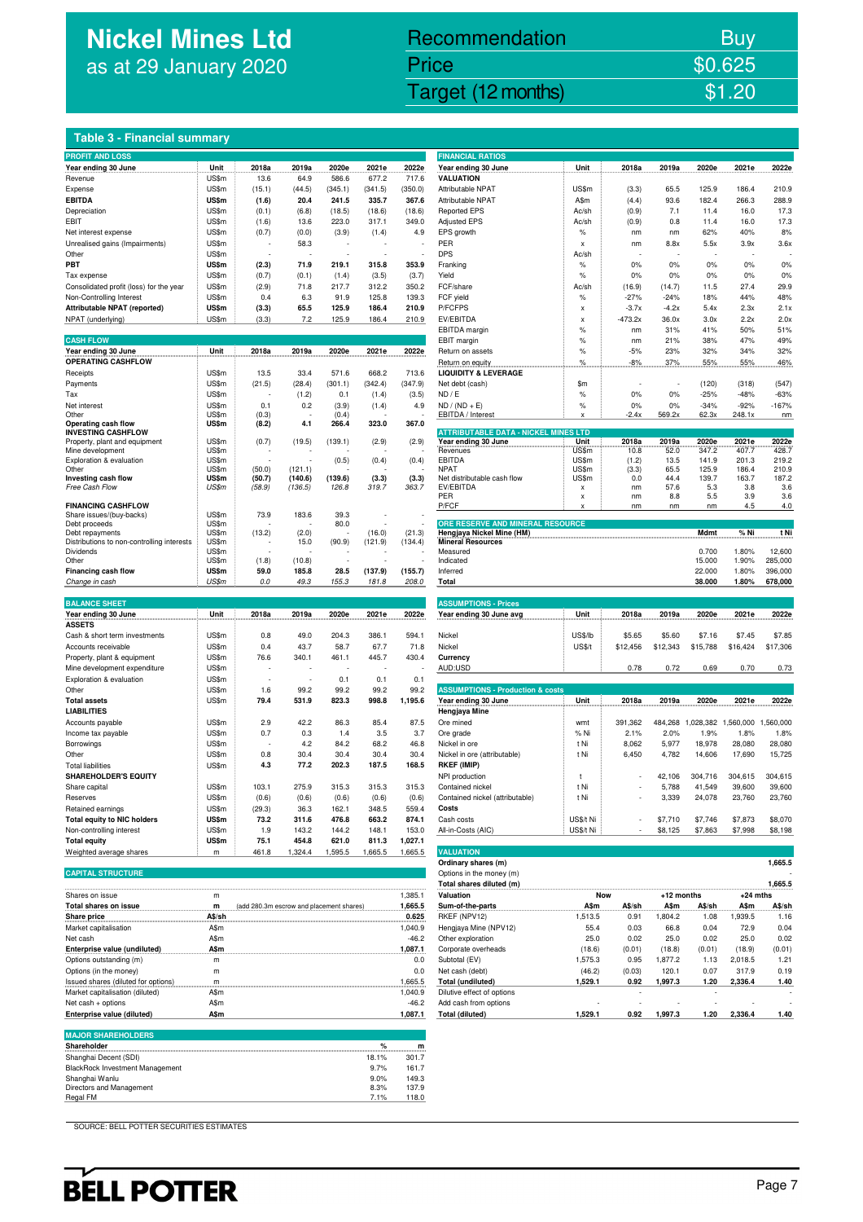# Nickel Mines Ltd
as at 29 January 2020

| Recommendation | Buy |
|---|---|
| Price | $0.625 |
| Target (12 months) | $1.20 |

## Table 3 - Financial summary

### PROFIT AND LOSS

| Year ending 30 June | Unit | 2018a | 2019a | 2020e | 2021e | 2022e |
|---|---|---|---|---|---|---|
| Revenue | US$m | 13.6 | 64.9 | 586.6 | 677.2 | 717.6 |
| Expense | US$m | (15.1) | (44.5) | (345.1) | (341.5) | (350.0) |
| **EBITDA** | **US$m** | **(1.6)** | **20.4** | **241.5** | **335.7** | **367.6** |
| Depreciation | US$m | (0.1) | (6.8) | (18.5) | (18.6) | (18.6) |
| EBIT | US$m | (1.6) | 13.6 | 223.0 | 317.1 | 349.0 |
| Net interest expense | US$m | (0.7) | (0.0) | (3.9) | (1.4) | 4.9 |
| Unrealised gains (Impairments) | US$m | - | 58.3 | - | - | - |
| Other | US$m | - | - | - | - | - |
| **PBT** | **US$m** | **(2.3)** | **71.9** | **219.1** | **315.8** | **353.9** |
| Tax expense | US$m | (0.7) | (0.1) | (1.4) | (3.5) | (3.7) |
| Consolidated profit (loss) for the year | US$m | (2.9) | 71.8 | 217.7 | 312.2 | 350.2 |
| Non-Controlling Interest | US$m | 0.4 | 6.3 | 91.9 | 125.8 | 139.3 |
| **Attributable NPAT (reported)** | **US$m** | **(3.3)** | **65.5** | **125.9** | **186.4** | **210.9** |
| NPAT (underlying) | US$m | (3.3) | 7.2 | 125.9 | 186.4 | 210.9 |

### CASH FLOW

| Year ending 30 June | Unit | 2018a | 2019a | 2020e | 2021e | 2022e |
|---|---|---|---|---|---|---|
| **OPERATING CASHFLOW** | | | | | | |
| Receipts | US$m | 13.5 | 33.4 | 571.6 | 668.2 | 713.6 |
| Payments | US$m | (21.5) | (28.4) | (301.1) | (342.4) | (347.9) |
| Tax | US$m | - | (1.2) | 0.1 | (1.4) | (3.5) |
| Net interest | US$m | 0.1 | 0.2 | (3.9) | (1.4) | 4.9 |
| Other | US$m | (0.3) | - | (0.4) | - | - |
| **Operating cash flow** | **US$m** | **(8.2)** | **4.1** | **266.4** | **323.0** | **367.0** |
| **INVESTING CASHFLOW** | | | | | | |
| Property, plant and equipment | US$m | (0.7) | (19.5) | (139.1) | (2.9) | (2.9) |
| Mine development | US$m | - | - | - | - | - |
| Exploration & evaluation | US$m | - | - | (0.5) | (0.4) | (0.4) |
| Other | US$m | (50.0) | (121.1) | - | - | - |
| **Investing cash flow** | **US$m** | **(50.7)** | **(140.6)** | **(139.6)** | **(3.3)** | **(3.3)** |
| *Free Cash Flow* | *US$m* | *(58.9)* | *(136.5)* | *126.8* | *319.7* | *363.7* |
| **FINANCING CASHFLOW** | | | | | | |
| Share issues/(buy-backs) | US$m | 73.9 | 183.6 | 39.3 | - | - |
| Debt proceeds | US$m | - | - | 80.0 | - | - |
| Debt repayments | US$m | (13.2) | (2.0) | - | (16.0) | (21.3) |
| Distributions to non-controlling interests | US$m | - | 15.0 | (90.9) | (121.9) | (134.4) |
| Dividends | US$m | - | - | - | - | - |
| Other | US$m | (1.8) | (10.8) | - | - | - |
| **Financing cash flow** | **US$m** | **59.0** | **185.8** | **28.5** | **(137.9)** | **(155.7)** |
| *Change in cash* | *US$m* | *0.0* | *49.3* | *155.3* | *181.8* | *208.0* |

### BALANCE SHEET

| Year ending 30 June | Unit | 2018a | 2019a | 2020e | 2021e | 2022e |
|---|---|---|---|---|---|---|
| **ASSETS** | | | | | | |
| Cash & short term investments | US$m | 0.8 | 49.0 | 204.3 | 386.1 | 594.1 |
| Accounts receivable | US$m | 0.4 | 43.7 | 58.7 | 67.7 | 71.8 |
| Property, plant & equipment | US$m | 76.6 | 340.1 | 461.1 | 445.7 | 430.4 |
| Mine development expenditure | US$m | - | - | - | - | - |
| Exploration & evaluation | US$m | - | - | 0.1 | 0.1 | 0.1 |
| Other | US$m | 1.6 | 99.2 | 99.2 | 99.2 | 99.2 |
| **Total assets** | US$m | **79.4** | **531.9** | **823.3** | **998.8** | **1,195.6** |
| **LIABILITIES** | | | | | | |
| Accounts payable | US$m | 2.9 | 42.2 | 86.3 | 85.4 | 87.5 |
| Income tax payable | US$m | 0.7 | 0.3 | 1.4 | 3.5 | 3.7 |
| Borrowings | US$m | - | 4.2 | 84.2 | 68.2 | 46.8 |
| Other | US$m | 0.8 | 30.4 | 30.4 | 30.4 | 30.4 |
| Total liabilities | US$m | **4.3** | **77.2** | **202.3** | **187.5** | **168.5** |
| **SHAREHOLDER'S EQUITY** | | | | | | |
| Share capital | US$m | 103.1 | 275.9 | 315.3 | 315.3 | 315.3 |
| Reserves | US$m | (0.6) | (0.6) | (0.6) | (0.6) | (0.6) |
| Retained earnings | US$m | (29.3) | 36.3 | 162.1 | 348.5 | 559.4 |
| **Total equity to NIC holders** | **US$m** | **73.2** | **311.6** | **476.8** | **663.2** | **874.1** |
| Non-controlling interest | US$m | 1.9 | 143.2 | 144.2 | 148.1 | 153.0 |
| **Total equity** | **US$m** | **75.1** | **454.8** | **621.0** | **811.3** | **1,027.1** |
| Weighted average shares | m | 461.8 | 1,324.4 | 1,595.5 | 1,665.5 | 1,665.5 |

### CAPITAL STRUCTURE

| | Unit | | |
|---|---|---|---|
| Shares on issue | m | | 1,385.1 |
| **Total shares on issue** | **m** | (add 280.3m escrow and placement shares) | **1,665.5** |
| **Share price** | **A$/sh** | | **0.625** |
| Market capitalisation | A$m | | 1,040.9 |
| Net cash | A$m | | -46.2 |
| **Enterprise value (undiluted)** | **A$m** | | **1,087.1** |
| Options outstanding (m) | m | | 0.0 |
| Options (in the money) | m | | 0.0 |
| Issued shares (diluted for options) | m | | 1,665.5 |
| Market capitalisation (diluted) | A$m | | 1,040.9 |
| Net cash + options | A$m | | -46.2 |
| **Enterprise value (diluted)** | **A$m** | | **1,087.1** |

### MAJOR SHAREHOLDERS

| Shareholder | % | m |
|---|---|---|
| Shanghai Decent (SDI) | 18.1% | 301.7 |
| BlackRock Investment Management | 9.7% | 161.7 |
| Shanghai Wanlu | 9.0% | 149.3 |
| Directors and Management | 8.3% | 137.9 |
| Regal FM | 7.1% | 118.0 |

### FINANCIAL RATIOS

| Year ending 30 June | Unit | 2018a | 2019a | 2020e | 2021e | 2022e |
|---|---|---|---|---|---|---|
| **VALUATION** | | | | | | |
| Attributable NPAT | US$m | (3.3) | 65.5 | 125.9 | 186.4 | 210.9 |
| Attributable NPAT | A$m | (4.4) | 93.6 | 182.4 | 266.3 | 288.9 |
| Reported EPS | Ac/sh | (0.9) | 7.1 | 11.4 | 16.0 | 17.3 |
| Adjusted EPS | Ac/sh | (0.9) | 0.8 | 11.4 | 16.0 | 17.3 |
| EPS growth | % | nm | nm | 62% | 40% | 8% |
| PER | x | nm | 8.8x | 5.5x | 3.9x | 3.6x |
| DPS | Ac/sh | - | - | - | - | - |
| Franking | % | 0% | 0% | 0% | 0% | 0% |
| Yield | % | 0% | 0% | 0% | 0% | 0% |
| FCF/share | Ac/sh | (16.9) | (14.7) | 11.5 | 27.4 | 29.9 |
| FCF yield | % | -27% | -24% | 18% | 44% | 48% |
| P/FCFPS | x | -3.7x | -4.2x | 5.4x | 2.3x | 2.1x |
| EV/EBITDA | x | -473.2x | 36.0x | 3.0x | 2.2x | 2.0x |
| EBITDA margin | % | nm | 31% | 41% | 50% | 51% |
| EBIT margin | % | nm | 21% | 38% | 47% | 49% |
| Return on assets | % | -5% | 23% | 32% | 34% | 32% |
| Return on equity | % | -8% | 37% | 55% | 55% | 46% |
| **LIQUIDITY & LEVERAGE** | | | | | | |
| Net debt (cash) | $m | - | - | (120) | (318) | (547) |
| ND / E | % | 0% | 0% | -25% | -48% | -63% |
| ND / (ND + E) | % | 0% | 0% | -34% | -92% | -167% |
| EBITDA / Interest | x | -2.4x | 569.2x | 62.3x | 248.1x | nm |

### ATTRIBUTABLE DATA - NICKEL MINES LTD

| Year ending 30 June | Unit | 2018a | 2019a | 2020e | 2021e | 2022e |
|---|---|---|---|---|---|---|
| Revenues | US$m | 10.8 | 52.0 | 347.2 | 407.7 | 426.7 |
| EBITDA | US$m | (1.2) | 13.5 | 141.9 | 201.3 | 219.2 |
| NPAT | US$m | (3.3) | 65.5 | 125.9 | 186.4 | 210.9 |
| Net distributable cash flow | US$m | 0.0 | 44.4 | 139.7 | 163.7 | 187.2 |
| EV/EBITDA | x | nm | 57.6 | 5.3 | 3.8 | 3.6 |
| PER | x | nm | 8.8 | 5.5 | 3.9 | 3.6 |
| P/FCF | x | nm | nm | nm | 4.5 | 4.0 |

### ORE RESERVE AND MINERAL RESOURCE

| Hengjaya Nickel Mine (HM) | Mdmt | % Ni | t Ni |
|---|---|---|---|
| **Mineral Resources** | | | |
| Measured | 0.700 | 1.80% | 12,600 |
| Indicated | 15.000 | 1.90% | 285,000 |
| Inferred | 22.000 | 1.80% | 396,000 |
| **Total** | **38.000** | **1.80%** | **678,000** |

### ASSUMPTIONS - Prices

| Year ending 30 June avg | Unit | 2018a | 2019a | 2020e | 2021e | 2022e |
|---|---|---|---|---|---|---|
| Nickel | US$/lb | $5.65 | $5.60 | $7.16 | $7.45 | $7.85 |
| Nickel | US$/t | $12,456 | $12,343 | $15,788 | $16,424 | $17,306 |
| **Currency** | | | | | | |
| AUD:USD | | 0.78 | 0.72 | 0.69 | 0.70 | 0.73 |

### ASSUMPTIONS - Production & costs

| Year ending 30 June | Unit | 2018a | 2019a | 2020e | 2021e | 2022e |
|---|---|---|---|---|---|---|
| **Hengjaya Mine** | | | | | | |
| Ore mined | wmt | 391,362 | 484,268 | 1,028,382 | 1,560,000 | 1,560,000 |
| Ore grade | % Ni | 2.1% | 2.0% | 1.9% | 1.8% | 1.8% |
| Nickel in ore | t Ni | 8,062 | 5,977 | 18,978 | 28,080 | 28,080 |
| Nickel in ore (attributable) | t Ni | 6,450 | 4,782 | 14,606 | 17,690 | 15,725 |
| **RKEF (IMIP)** | | | | | | |
| NPI production | t | - | 42,106 | 304,716 | 304,615 | 304,615 |
| Contained nickel | t Ni | - | 5,788 | 41,549 | 39,600 | 39,600 |
| Contained nickel (attributable) | t Ni | - | 3,339 | 24,078 | 23,760 | 23,760 |
| **Costs** | | | | | | |
| Cash costs | US$/t Ni | - | $7,710 | $7,746 | $7,873 | $8,070 |
| All-in-Costs (AIC) | US$/t Ni | - | $8,125 | $7,863 | $7,998 | $8,198 |

### VALUATION

| | | | | | | |
|---|---|---|---|---|---|---|
| Ordinary shares (m) | | | | | | 1,665.5 |
| Options in the money (m) | | | | | | - |
| Total shares diluted (m) | | | | | | 1,665.5 |
| **Valuation** | **Now** | | **+12 months** | | **+24 mths** | |
| **Sum-of-the-parts** | **A$m** | **A$/sh** | **A$m** | **A$/sh** | **A$m** | **A$/sh** |
| RKEF (NPV12) | 1,513.5 | 0.91 | 1,804.2 | 1.08 | 1,939.5 | 1.16 |
| Hengjaya Mine (NPV12) | 55.4 | 0.03 | 66.8 | 0.04 | 72.9 | 0.04 |
| Other exploration | 25.0 | 0.02 | 25.0 | 0.02 | 25.0 | 0.02 |
| Corporate overheads | (18.6) | (0.01) | (18.8) | (0.01) | (18.9) | (0.01) |
| Subtotal (EV) | 1,575.3 | 0.95 | 1,877.2 | 1.13 | 2,018.5 | 1.21 |
| Net cash (debt) | (46.2) | (0.03) | 120.1 | 0.07 | 317.9 | 0.19 |
| **Total (undiluted)** | **1,529.1** | **0.92** | **1,997.3** | **1.20** | **2,336.4** | **1.40** |
| Dilutive effect of options | | - | | - | | - |
| Add cash from options | | - | | - | | - |
| **Total (diluted)** | **1,529.1** | **0.92** | **1,997.3** | **1.20** | **2,336.4** | **1.40** |

SOURCE: BELL POTTER SECURITIES ESTIMATES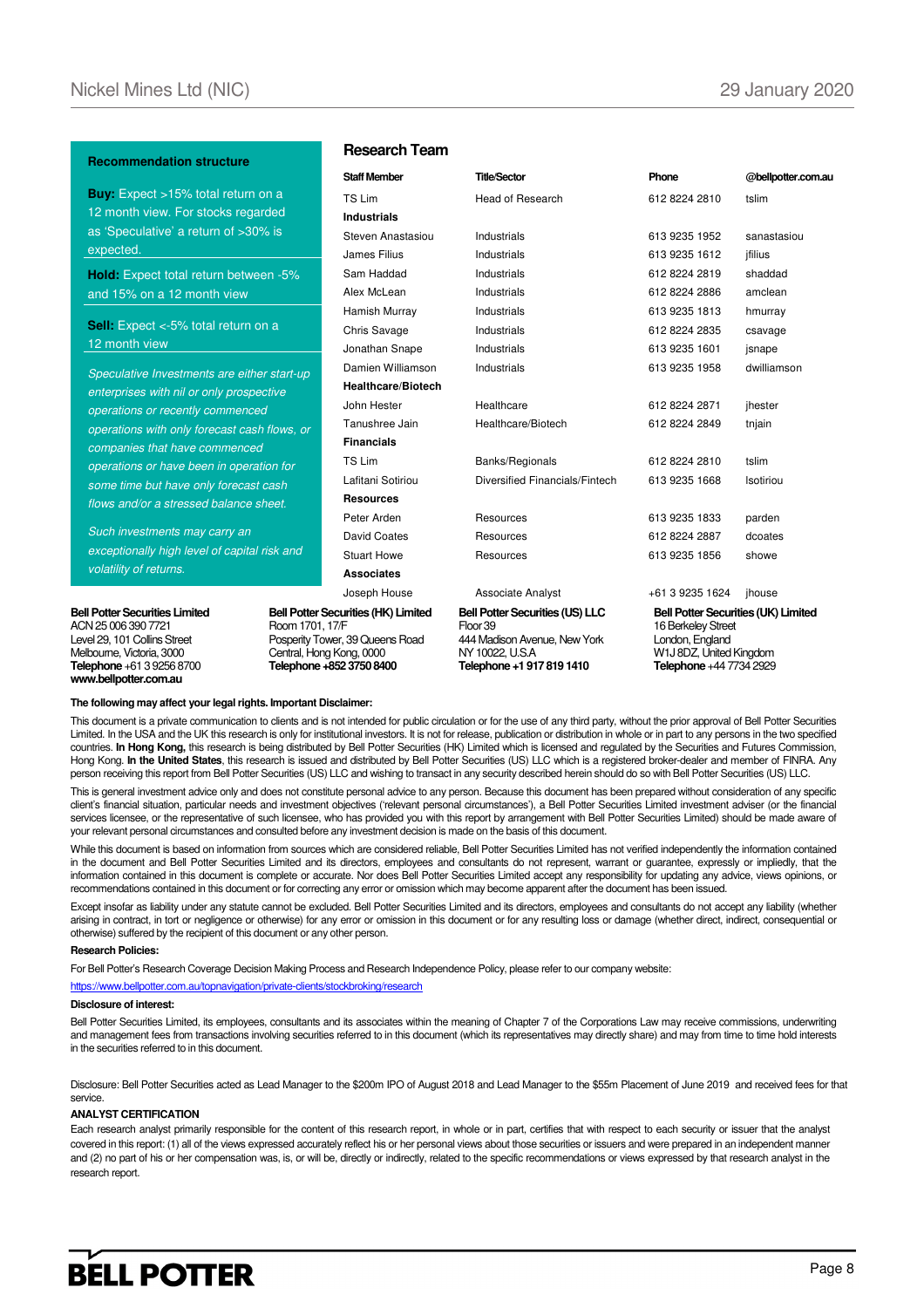**Recommendation structure**

**Buy:** Expect >15% total return on a 12 month view. For stocks regarded as 'Speculative' a return of >30% is expected.

**Hold:** Expect total return between -5% and 15% on a 12 month view

**Sell:** Expect <-5% total return on a 12 month view

*Speculative Investments are either start-up enterprises with nil or only prospective operations or recently commenced operations with only forecast cash flows, or companies that have commenced operations or have been in operation for some time but have only forecast cash flows and/or a stressed balance sheet.*

*Such investments may carry an exceptionally high level of capital risk and volatility of returns.*

## Research Team

| Staff Member | Title/Sector | Phone | @bellpotter.com.au |
|---|---|---|---|
| TS Lim | Head of Research | 612 8224 2810 | tslim |
| **Industrials** | | | |
| Steven Anastasiou | Industrials | 613 9235 1952 | sanastasiou |
| James Filius | Industrials | 613 9235 1612 | jfilius |
| Sam Haddad | Industrials | 612 8224 2819 | shaddad |
| Alex McLean | Industrials | 612 8224 2886 | amclean |
| Hamish Murray | Industrials | 613 9235 1813 | hmurray |
| Chris Savage | Industrials | 612 8224 2835 | csavage |
| Jonathan Snape | Industrials | 613 9235 1601 | jsnape |
| Damien Williamson | Industrials | 613 9235 1958 | dwilliamson |
| **Healthcare/Biotech** | | | |
| John Hester | Healthcare | 612 8224 2871 | jhester |
| Tanushree Jain | Healthcare/Biotech | 612 8224 2849 | tnjain |
| **Financials** | | | |
| TS Lim | Banks/Regionals | 612 8224 2810 | tslim |
| Lafitani Sotiriou | Diversified Financials/Fintech | 613 9235 1668 | lsotiriou |
| **Resources** | | | |
| Peter Arden | Resources | 613 9235 1833 | parden |
| David Coates | Resources | 612 8224 2887 | dcoates |
| Stuart Howe | Resources | 613 9235 1856 | showe |
| **Associates** | | | |
| Joseph House | Associate Analyst | +61 3 9235 1624 | jhouse |

**Bell Potter Securities Limited**
ACN 25 006 390 7721
Level 29, 101 Collins Street
Melbourne, Victoria, 3000
**Telephone** +61 3 9256 8700
**www.bellpotter.com.au**

**Bell Potter Securities (HK) Limited**
Room 1701, 17/F
Posperity Tower, 39 Queens Road
Central, Hong Kong, 0000
**Telephone +852 3750 8400**

**Bell Potter Securities (US) LLC**
Floor 39
444 Madison Avenue, New York
NY 10022, U.S.A
**Telephone +1 917 819 1410**

**Bell Potter Securities (UK) Limited**
16 Berkeley Street
London, England
W1J 8DZ, United Kingdom
**Telephone** +44 7734 2929

**The following may affect your legal rights. Important Disclaimer:**

This document is a private communication to clients and is not intended for public circulation or for the use of any third party, without the prior approval of Bell Potter Securities Limited. In the USA and the UK this research is only for institutional investors. It is not for release, publication or distribution in whole or in part to any persons in the two specified countries. **In Hong Kong,** this research is being distributed by Bell Potter Securities (HK) Limited which is licensed and regulated by the Securities and Futures Commission, Hong Kong. **In the United States**, this research is issued and distributed by Bell Potter Securities (US) LLC which is a registered broker-dealer and member of FINRA. Any person receiving this report from Bell Potter Securities (US) LLC and wishing to transact in any security described herein should do so with Bell Potter Securities (US) LLC.

This is general investment advice only and does not constitute personal advice to any person. Because this document has been prepared without consideration of any specific client's financial situation, particular needs and investment objectives ('relevant personal circumstances'), a Bell Potter Securities Limited investment adviser (or the financial services licensee, or the representative of such licensee, who has provided you with this report by arrangement with Bell Potter Securities Limited) should be made aware of your relevant personal circumstances and consulted before any investment decision is made on the basis of this document.

While this document is based on information from sources which are considered reliable, Bell Potter Securities Limited has not verified independently the information contained in the document and Bell Potter Securities Limited and its directors, employees and consultants do not represent, warrant or guarantee, expressly or impliedly, that the information contained in this document is complete or accurate. Nor does Bell Potter Securities Limited accept any responsibility for updating any advice, views opinions, or recommendations contained in this document or for correcting any error or omission which may become apparent after the document has been issued.

Except insofar as liability under any statute cannot be excluded. Bell Potter Securities Limited and its directors, employees and consultants do not accept any liability (whether arising in contract, in tort or negligence or otherwise) for any error or omission in this document or for any resulting loss or damage (whether direct, indirect, consequential or otherwise) suffered by the recipient of this document or any other person.

**Research Policies:**

For Bell Potter's Research Coverage Decision Making Process and Research Independence Policy, please refer to our company website:

https://www.bellpotter.com.au/topnavigation/private-clients/stockbroking/research

**Disclosure of interest:**

Bell Potter Securities Limited, its employees, consultants and its associates within the meaning of Chapter 7 of the Corporations Law may receive commissions, underwriting and management fees from transactions involving securities referred to in this document (which its representatives may directly share) and may from time to time hold interests in the securities referred to in this document.

Disclosure: Bell Potter Securities acted as Lead Manager to the $200m IPO of August 2018 and Lead Manager to the $55m Placement of June 2019 and received fees for that service.

**ANALYST CERTIFICATION**

Each research analyst primarily responsible for the content of this research report, in whole or in part, certifies that with respect to each security or issuer that the analyst covered in this report: (1) all of the views expressed accurately reflect his or her personal views about those securities or issuers and were prepared in an independent manner and (2) no part of his or her compensation was, is, or will be, directly or indirectly, related to the specific recommendations or views expressed by that research analyst in the research report.